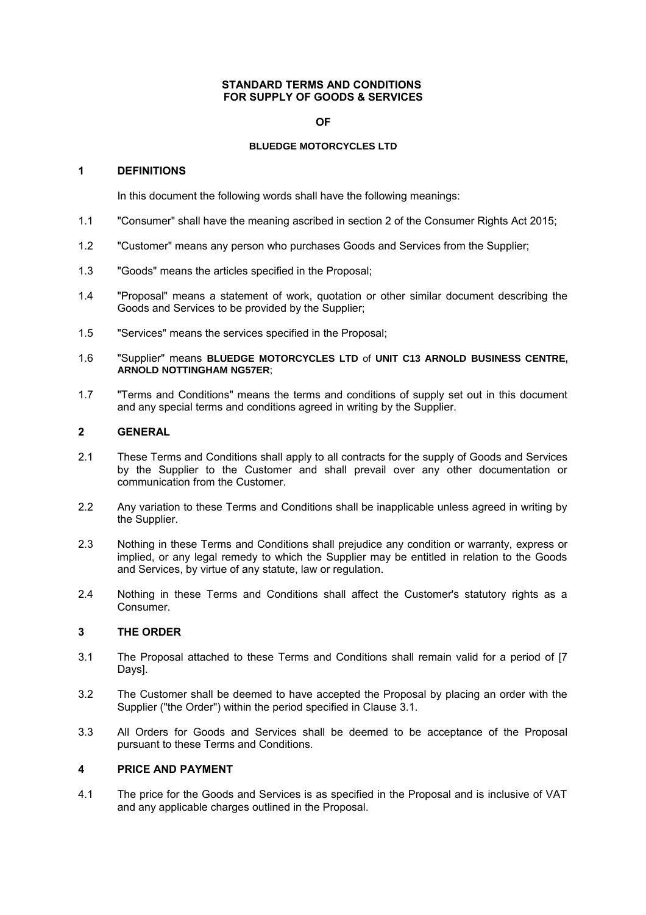# STANDARD TERMS AND CONDITIONS FOR SUPPLY OF GOODS & SERVICES

**OF**

**BLUEDGE MOTORCYCLES LTD**

## 1 DEFINITIONS

In this document the following words shall have the following meanings:

1.1 "Consumer" shall have the meaning ascribed in section 2 of the Consumer Rights Act 2015;

1.2 "Customer" means any person who purchases Goods and Services from the Supplier;

1.3 "Goods" means the articles specified in the Proposal;

1.4 "Proposal" means a statement of work, quotation or other similar document describing the Goods and Services to be provided by the Supplier;

1.5 "Services" means the services specified in the Proposal;

1.6 "Supplier" means **BLUEDGE MOTORCYCLES LTD** of **UNIT C13 ARNOLD BUSINESS CENTRE, ARNOLD NOTTINGHAM NG57ER**;

1.7 "Terms and Conditions" means the terms and conditions of supply set out in this document and any special terms and conditions agreed in writing by the Supplier.

## 2 GENERAL

2.1 These Terms and Conditions shall apply to all contracts for the supply of Goods and Services by the Supplier to the Customer and shall prevail over any other documentation or communication from the Customer.

2.2 Any variation to these Terms and Conditions shall be inapplicable unless agreed in writing by the Supplier.

2.3 Nothing in these Terms and Conditions shall prejudice any condition or warranty, express or implied, or any legal remedy to which the Supplier may be entitled in relation to the Goods and Services, by virtue of any statute, law or regulation.

2.4 Nothing in these Terms and Conditions shall affect the Customer's statutory rights as a Consumer.

## 3 THE ORDER

3.1 The Proposal attached to these Terms and Conditions shall remain valid for a period of [7 Days].

3.2 The Customer shall be deemed to have accepted the Proposal by placing an order with the Supplier ("the Order") within the period specified in Clause 3.1.

3.3 All Orders for Goods and Services shall be deemed to be acceptance of the Proposal pursuant to these Terms and Conditions.

## 4 PRICE AND PAYMENT

4.1 The price for the Goods and Services is as specified in the Proposal and is inclusive of VAT and any applicable charges outlined in the Proposal.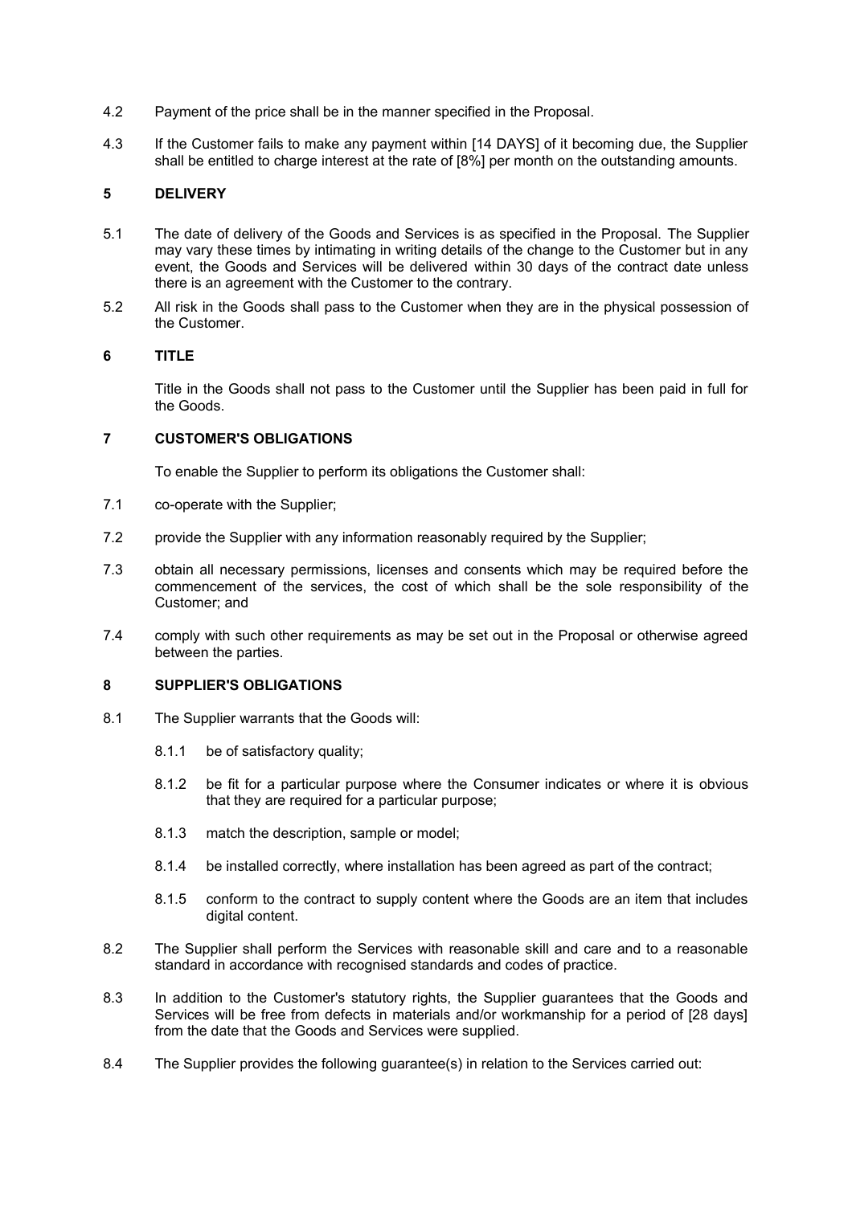4.2 Payment of the price shall be in the manner specified in the Proposal.

4.3 If the Customer fails to make any payment within [14 DAYS] of it becoming due, the Supplier shall be entitled to charge interest at the rate of [8%] per month on the outstanding amounts.

## 5 DELIVERY

5.1 The date of delivery of the Goods and Services is as specified in the Proposal. The Supplier may vary these times by intimating in writing details of the change to the Customer but in any event, the Goods and Services will be delivered within 30 days of the contract date unless there is an agreement with the Customer to the contrary.

5.2 All risk in the Goods shall pass to the Customer when they are in the physical possession of the Customer.

## 6 TITLE

Title in the Goods shall not pass to the Customer until the Supplier has been paid in full for the Goods.

## 7 CUSTOMER'S OBLIGATIONS

To enable the Supplier to perform its obligations the Customer shall:

7.1 co-operate with the Supplier;

7.2 provide the Supplier with any information reasonably required by the Supplier;

7.3 obtain all necessary permissions, licenses and consents which may be required before the commencement of the services, the cost of which shall be the sole responsibility of the Customer; and

7.4 comply with such other requirements as may be set out in the Proposal or otherwise agreed between the parties.

## 8 SUPPLIER'S OBLIGATIONS

8.1 The Supplier warrants that the Goods will:

8.1.1 be of satisfactory quality;

8.1.2 be fit for a particular purpose where the Consumer indicates or where it is obvious that they are required for a particular purpose;

8.1.3 match the description, sample or model;

8.1.4 be installed correctly, where installation has been agreed as part of the contract;

8.1.5 conform to the contract to supply content where the Goods are an item that includes digital content.

8.2 The Supplier shall perform the Services with reasonable skill and care and to a reasonable standard in accordance with recognised standards and codes of practice.

8.3 In addition to the Customer's statutory rights, the Supplier guarantees that the Goods and Services will be free from defects in materials and/or workmanship for a period of [28 days] from the date that the Goods and Services were supplied.

8.4 The Supplier provides the following guarantee(s) in relation to the Services carried out: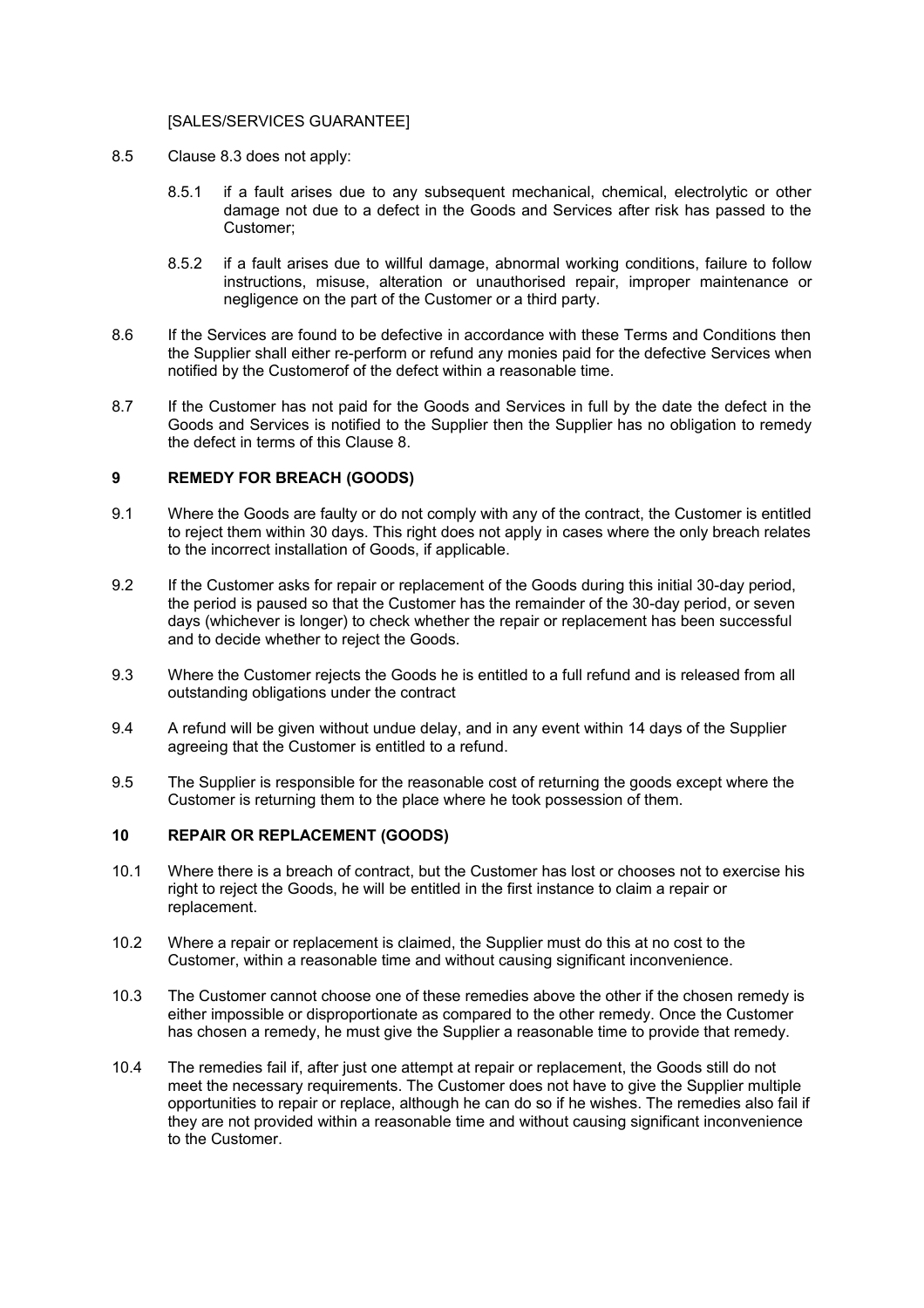[SALES/SERVICES GUARANTEE]

8.5 Clause 8.3 does not apply:

8.5.1 if a fault arises due to any subsequent mechanical, chemical, electrolytic or other damage not due to a defect in the Goods and Services after risk has passed to the Customer;

8.5.2 if a fault arises due to willful damage, abnormal working conditions, failure to follow instructions, misuse, alteration or unauthorised repair, improper maintenance or negligence on the part of the Customer or a third party.

8.6 If the Services are found to be defective in accordance with these Terms and Conditions then the Supplier shall either re-perform or refund any monies paid for the defective Services when notified by the Customerof of the defect within a reasonable time.

8.7 If the Customer has not paid for the Goods and Services in full by the date the defect in the Goods and Services is notified to the Supplier then the Supplier has no obligation to remedy the defect in terms of this Clause 8.

## 9 REMEDY FOR BREACH (GOODS)

9.1 Where the Goods are faulty or do not comply with any of the contract, the Customer is entitled to reject them within 30 days. This right does not apply in cases where the only breach relates to the incorrect installation of Goods, if applicable.

9.2 If the Customer asks for repair or replacement of the Goods during this initial 30-day period, the period is paused so that the Customer has the remainder of the 30-day period, or seven days (whichever is longer) to check whether the repair or replacement has been successful and to decide whether to reject the Goods.

9.3 Where the Customer rejects the Goods he is entitled to a full refund and is released from all outstanding obligations under the contract

9.4 A refund will be given without undue delay, and in any event within 14 days of the Supplier agreeing that the Customer is entitled to a refund.

9.5 The Supplier is responsible for the reasonable cost of returning the goods except where the Customer is returning them to the place where he took possession of them.

## 10 REPAIR OR REPLACEMENT (GOODS)

10.1 Where there is a breach of contract, but the Customer has lost or chooses not to exercise his right to reject the Goods, he will be entitled in the first instance to claim a repair or replacement.

10.2 Where a repair or replacement is claimed, the Supplier must do this at no cost to the Customer, within a reasonable time and without causing significant inconvenience.

10.3 The Customer cannot choose one of these remedies above the other if the chosen remedy is either impossible or disproportionate as compared to the other remedy. Once the Customer has chosen a remedy, he must give the Supplier a reasonable time to provide that remedy.

10.4 The remedies fail if, after just one attempt at repair or replacement, the Goods still do not meet the necessary requirements. The Customer does not have to give the Supplier multiple opportunities to repair or replace, although he can do so if he wishes. The remedies also fail if they are not provided within a reasonable time and without causing significant inconvenience to the Customer.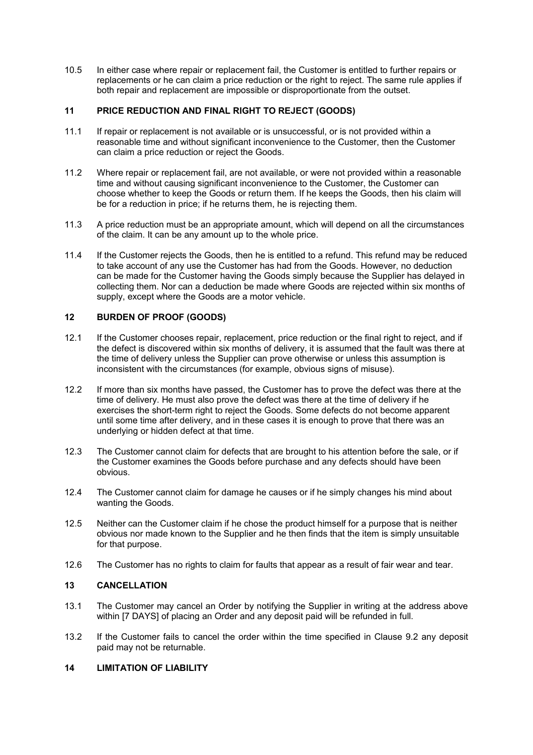10.5 In either case where repair or replacement fail, the Customer is entitled to further repairs or replacements or he can claim a price reduction or the right to reject. The same rule applies if both repair and replacement are impossible or disproportionate from the outset.

## 11 PRICE REDUCTION AND FINAL RIGHT TO REJECT (GOODS)

11.1 If repair or replacement is not available or is unsuccessful, or is not provided within a reasonable time and without significant inconvenience to the Customer, then the Customer can claim a price reduction or reject the Goods.

11.2 Where repair or replacement fail, are not available, or were not provided within a reasonable time and without causing significant inconvenience to the Customer, the Customer can choose whether to keep the Goods or return them. If he keeps the Goods, then his claim will be for a reduction in price; if he returns them, he is rejecting them.

11.3 A price reduction must be an appropriate amount, which will depend on all the circumstances of the claim. It can be any amount up to the whole price.

11.4 If the Customer rejects the Goods, then he is entitled to a refund. This refund may be reduced to take account of any use the Customer has had from the Goods. However, no deduction can be made for the Customer having the Goods simply because the Supplier has delayed in collecting them. Nor can a deduction be made where Goods are rejected within six months of supply, except where the Goods are a motor vehicle.

## 12 BURDEN OF PROOF (GOODS)

12.1 If the Customer chooses repair, replacement, price reduction or the final right to reject, and if the defect is discovered within six months of delivery, it is assumed that the fault was there at the time of delivery unless the Supplier can prove otherwise or unless this assumption is inconsistent with the circumstances (for example, obvious signs of misuse).

12.2 If more than six months have passed, the Customer has to prove the defect was there at the time of delivery. He must also prove the defect was there at the time of delivery if he exercises the short-term right to reject the Goods. Some defects do not become apparent until some time after delivery, and in these cases it is enough to prove that there was an underlying or hidden defect at that time.

12.3 The Customer cannot claim for defects that are brought to his attention before the sale, or if the Customer examines the Goods before purchase and any defects should have been obvious.

12.4 The Customer cannot claim for damage he causes or if he simply changes his mind about wanting the Goods.

12.5 Neither can the Customer claim if he chose the product himself for a purpose that is neither obvious nor made known to the Supplier and he then finds that the item is simply unsuitable for that purpose.

12.6 The Customer has no rights to claim for faults that appear as a result of fair wear and tear.

## 13 CANCELLATION

13.1 The Customer may cancel an Order by notifying the Supplier in writing at the address above within [7 DAYS] of placing an Order and any deposit paid will be refunded in full.

13.2 If the Customer fails to cancel the order within the time specified in Clause 9.2 any deposit paid may not be returnable.

## 14 LIMITATION OF LIABILITY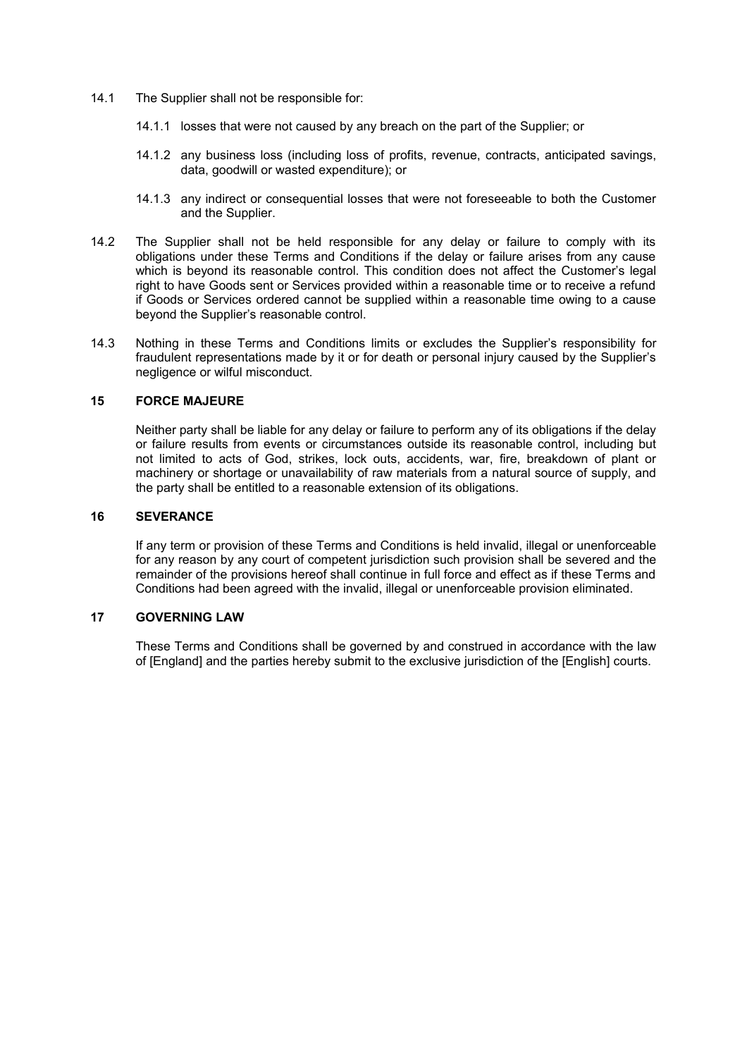14.1 The Supplier shall not be responsible for:

14.1.1 losses that were not caused by any breach on the part of the Supplier; or

14.1.2 any business loss (including loss of profits, revenue, contracts, anticipated savings, data, goodwill or wasted expenditure); or

14.1.3 any indirect or consequential losses that were not foreseeable to both the Customer and the Supplier.

14.2 The Supplier shall not be held responsible for any delay or failure to comply with its obligations under these Terms and Conditions if the delay or failure arises from any cause which is beyond its reasonable control. This condition does not affect the Customer's legal right to have Goods sent or Services provided within a reasonable time or to receive a refund if Goods or Services ordered cannot be supplied within a reasonable time owing to a cause beyond the Supplier's reasonable control.

14.3 Nothing in these Terms and Conditions limits or excludes the Supplier's responsibility for fraudulent representations made by it or for death or personal injury caused by the Supplier's negligence or wilful misconduct.

## 15 FORCE MAJEURE

Neither party shall be liable for any delay or failure to perform any of its obligations if the delay or failure results from events or circumstances outside its reasonable control, including but not limited to acts of God, strikes, lock outs, accidents, war, fire, breakdown of plant or machinery or shortage or unavailability of raw materials from a natural source of supply, and the party shall be entitled to a reasonable extension of its obligations.

## 16 SEVERANCE

If any term or provision of these Terms and Conditions is held invalid, illegal or unenforceable for any reason by any court of competent jurisdiction such provision shall be severed and the remainder of the provisions hereof shall continue in full force and effect as if these Terms and Conditions had been agreed with the invalid, illegal or unenforceable provision eliminated.

## 17 GOVERNING LAW

These Terms and Conditions shall be governed by and construed in accordance with the law of [England] and the parties hereby submit to the exclusive jurisdiction of the [English] courts.